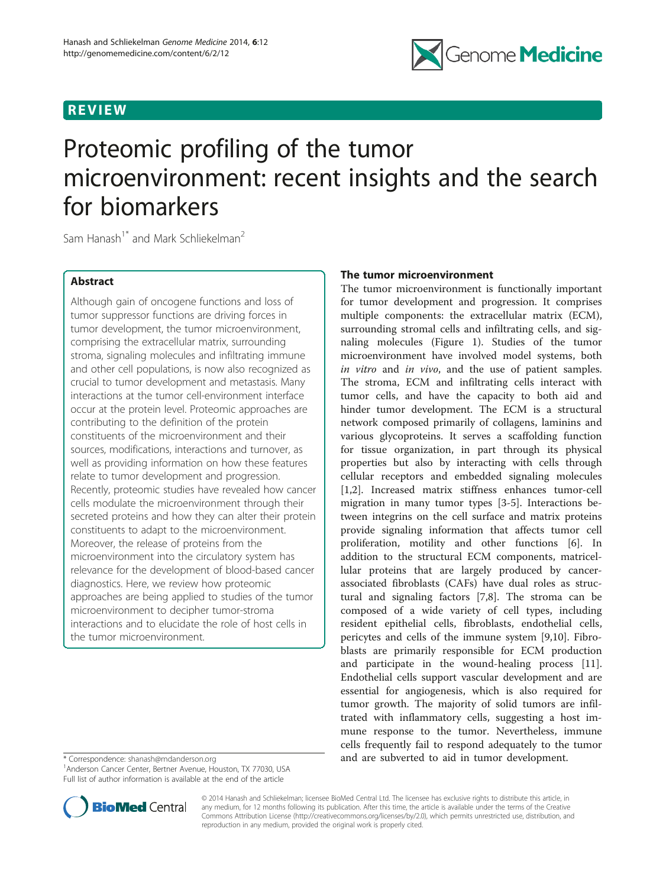REVIEW

# Proteomic profiling of the tumor microenvironment: recent insights and the search for biomarkers

Sam Hanash[1*] and Mark Schliekelman[2]

## Abstract

Although gain of oncogene functions and loss of tumor suppressor functions are driving forces in tumor development, the tumor microenvironment, comprising the extracellular matrix, surrounding stroma, signaling molecules and infiltrating immune and other cell populations, is now also recognized as crucial to tumor development and metastasis. Many interactions at the tumor cell-environment interface occur at the protein level. Proteomic approaches are contributing to the definition of the protein constituents of the microenvironment and their sources, modifications, interactions and turnover, as well as providing information on how these features relate to tumor development and progression. Recently, proteomic studies have revealed how cancer cells modulate the microenvironment through their secreted proteins and how they can alter their protein constituents to adapt to the microenvironment. Moreover, the release of proteins from the microenvironment into the circulatory system has relevance for the development of blood-based cancer diagnostics. Here, we review how proteomic approaches are being applied to studies of the tumor microenvironment to decipher tumor-stroma interactions and to elucidate the role of host cells in the tumor microenvironment.

## The tumor microenvironment

The tumor microenvironment is functionally important for tumor development and progression. It comprises multiple components: the extracellular matrix (ECM), surrounding stromal cells and infiltrating cells, and signaling molecules (Figure 1). Studies of the tumor microenvironment have involved model systems, both *in vitro* and *in vivo*, and the use of patient samples. The stroma, ECM and infiltrating cells interact with tumor cells, and have the capacity to both aid and hinder tumor development. The ECM is a structural network composed primarily of collagens, laminins and various glycoproteins. It serves a scaffolding function for tissue organization, in part through its physical properties but also by interacting with cells through cellular receptors and embedded signaling molecules [1,2]. Increased matrix stiffness enhances tumor-cell migration in many tumor types [3-5]. Interactions between integrins on the cell surface and matrix proteins provide signaling information that affects tumor cell proliferation, motility and other functions [6]. In addition to the structural ECM components, matricellular proteins that are largely produced by cancer-associated fibroblasts (CAFs) have dual roles as structural and signaling factors [7,8]. The stroma can be composed of a wide variety of cell types, including resident epithelial cells, fibroblasts, endothelial cells, pericytes and cells of the immune system [9,10]. Fibroblasts are primarily responsible for ECM production and participate in the wound-healing process [11]. Endothelial cells support vascular development and are essential for angiogenesis, which is also required for tumor growth. The majority of solid tumors are infiltrated with inflammatory cells, suggesting a host immune response to the tumor. Nevertheless, immune cells frequently fail to respond adequately to the tumor and are subverted to aid in tumor development.

\* Correspondence: shanash@mdanderson.org
[1]Anderson Cancer Center, Bertner Avenue, Houston, TX 77030, USA
Full list of author information is available at the end of the article

© 2014 Hanash and Schliekelman; licensee BioMed Central Ltd. The licensee has exclusive rights to distribute this article, in any medium, for 12 months following its publication. After this time, the article is available under the terms of the Creative Commons Attribution License (http://creativecommons.org/licenses/by/2.0), which permits unrestricted use, distribution, and reproduction in any medium, provided the original work is properly cited.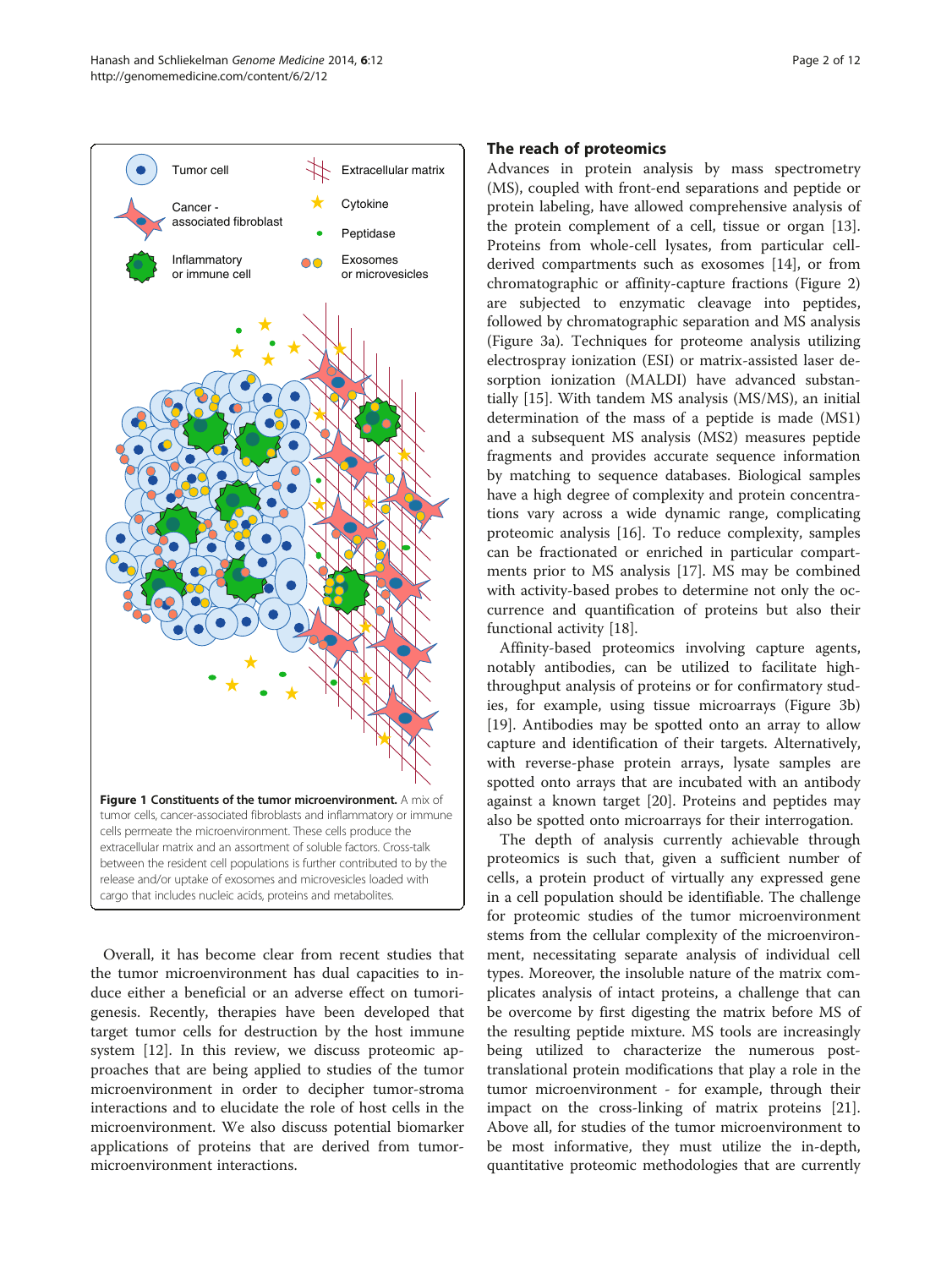**Figure 1 Constituents of the tumor microenvironment.** A mix of tumor cells, cancer-associated fibroblasts and inflammatory or immune cells permeate the microenvironment. These cells produce the extracellular matrix and an assortment of soluble factors. Cross-talk between the resident cell populations is further contributed to by the release and/or uptake of exosomes and microvesicles loaded with cargo that includes nucleic acids, proteins and metabolites.

Overall, it has become clear from recent studies that the tumor microenvironment has dual capacities to induce either a beneficial or an adverse effect on tumorigenesis. Recently, therapies have been developed that target tumor cells for destruction by the host immune system [12]. In this review, we discuss proteomic approaches that are being applied to studies of the tumor microenvironment in order to decipher tumor-stroma interactions and to elucidate the role of host cells in the microenvironment. We also discuss potential biomarker applications of proteins that are derived from tumor-microenvironment interactions.

## The reach of proteomics

Advances in protein analysis by mass spectrometry (MS), coupled with front-end separations and peptide or protein labeling, have allowed comprehensive analysis of the protein complement of a cell, tissue or organ [13]. Proteins from whole-cell lysates, from particular cell-derived compartments such as exosomes [14], or from chromatographic or affinity-capture fractions (Figure 2) are subjected to enzymatic cleavage into peptides, followed by chromatographic separation and MS analysis (Figure 3a). Techniques for proteome analysis utilizing electrospray ionization (ESI) or matrix-assisted laser desorption ionization (MALDI) have advanced substantially [15]. With tandem MS analysis (MS/MS), an initial determination of the mass of a peptide is made (MS1) and a subsequent MS analysis (MS2) measures peptide fragments and provides accurate sequence information by matching to sequence databases. Biological samples have a high degree of complexity and protein concentrations vary across a wide dynamic range, complicating proteomic analysis [16]. To reduce complexity, samples can be fractionated or enriched in particular compartments prior to MS analysis [17]. MS may be combined with activity-based probes to determine not only the occurrence and quantification of proteins but also their functional activity [18].

Affinity-based proteomics involving capture agents, notably antibodies, can be utilized to facilitate high-throughput analysis of proteins or for confirmatory studies, for example, using tissue microarrays (Figure 3b) [19]. Antibodies may be spotted onto an array to allow capture and identification of their targets. Alternatively, with reverse-phase protein arrays, lysate samples are spotted onto arrays that are incubated with an antibody against a known target [20]. Proteins and peptides may also be spotted onto microarrays for their interrogation.

The depth of analysis currently achievable through proteomics is such that, given a sufficient number of cells, a protein product of virtually any expressed gene in a cell population should be identifiable. The challenge for proteomic studies of the tumor microenvironment stems from the cellular complexity of the microenvironment, necessitating separate analysis of individual cell types. Moreover, the insoluble nature of the matrix complicates analysis of intact proteins, a challenge that can be overcome by first digesting the matrix before MS of the resulting peptide mixture. MS tools are increasingly being utilized to characterize the numerous post-translational protein modifications that play a role in the tumor microenvironment - for example, through their impact on the cross-linking of matrix proteins [21]. Above all, for studies of the tumor microenvironment to be most informative, they must utilize the in-depth, quantitative proteomic methodologies that are currently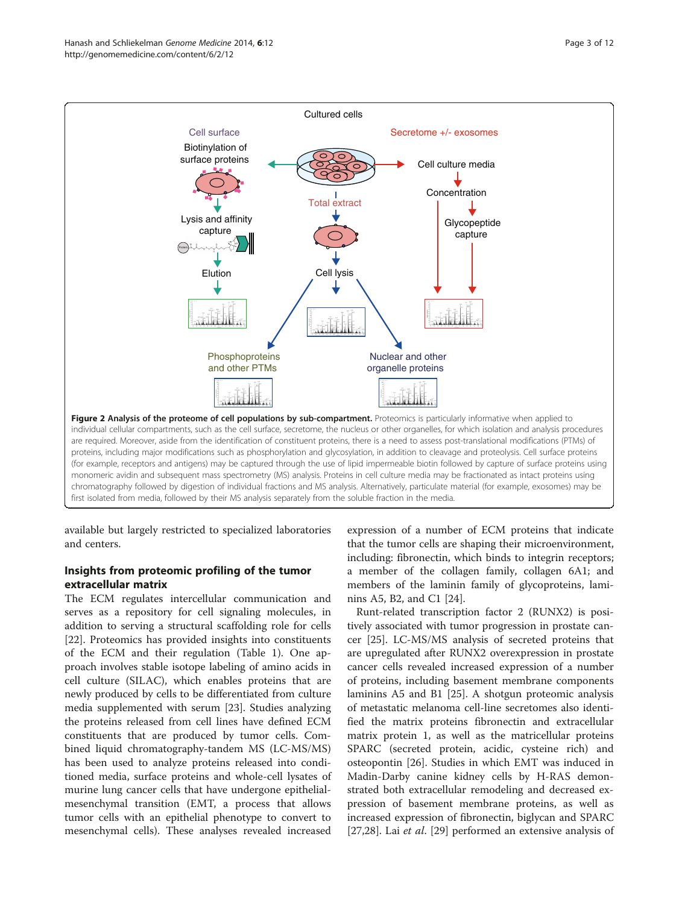Cultured cells

Cell surface

Biotinylation of surface proteins

Lysis and affinity capture

Elution

Secretome +/- exosomes

Cell culture media

Concentration

Glycopeptide capture

Total extract

Cell lysis

Phosphoproteins and other PTMs

Nuclear and other organelle proteins

**Figure 2 Analysis of the proteome of cell populations by sub-compartment.** Proteomics is particularly informative when applied to individual cellular compartments, such as the cell surface, secretome, the nucleus or other organelles, for which isolation and analysis procedures are required. Moreover, aside from the identification of constituent proteins, there is a need to assess post-translational modifications (PTMs) of proteins, including major modifications such as phosphorylation and glycosylation, in addition to cleavage and proteolysis. Cell surface proteins (for example, receptors and antigens) may be captured through the use of lipid impermeable biotin followed by capture of surface proteins using monomeric avidin and subsequent mass spectrometry (MS) analysis. Proteins in cell culture media may be fractionated as intact proteins using chromatography followed by digestion of individual fractions and MS analysis. Alternatively, particulate material (for example, exosomes) may be first isolated from media, followed by their MS analysis separately from the soluble fraction in the media.

available but largely restricted to specialized laboratories and centers.

## Insights from proteomic profiling of the tumor extracellular matrix

The ECM regulates intercellular communication and serves as a repository for cell signaling molecules, in addition to serving a structural scaffolding role for cells [22]. Proteomics has provided insights into constituents of the ECM and their regulation (Table 1). One approach involves stable isotope labeling of amino acids in cell culture (SILAC), which enables proteins that are newly produced by cells to be differentiated from culture media supplemented with serum [23]. Studies analyzing the proteins released from cell lines have defined ECM constituents that are produced by tumor cells. Combined liquid chromatography-tandem MS (LC-MS/MS) has been used to analyze proteins released into conditioned media, surface proteins and whole-cell lysates of murine lung cancer cells that have undergone epithelial-mesenchymal transition (EMT, a process that allows tumor cells with an epithelial phenotype to convert to mesenchymal cells). These analyses revealed increased expression of a number of ECM proteins that indicate that the tumor cells are shaping their microenvironment, including: fibronectin, which binds to integrin receptors; a member of the collagen family, collagen 6A1; and members of the laminin family of glycoproteins, laminins A5, B2, and C1 [24].

Runt-related transcription factor 2 (RUNX2) is positively associated with tumor progression in prostate cancer [25]. LC-MS/MS analysis of secreted proteins that are upregulated after RUNX2 overexpression in prostate cancer cells revealed increased expression of a number of proteins, including basement membrane components laminins A5 and B1 [25]. A shotgun proteomic analysis of metastatic melanoma cell-line secretomes also identified the matrix proteins fibronectin and extracellular matrix protein 1, as well as the matricellular proteins SPARC (secreted protein, acidic, cysteine rich) and osteopontin [26]. Studies in which EMT was induced in Madin-Darby canine kidney cells by H-RAS demonstrated both extracellular remodeling and decreased expression of basement membrane proteins, as well as increased expression of fibronectin, biglycan and SPARC [27,28]. Lai *et al*. [29] performed an extensive analysis of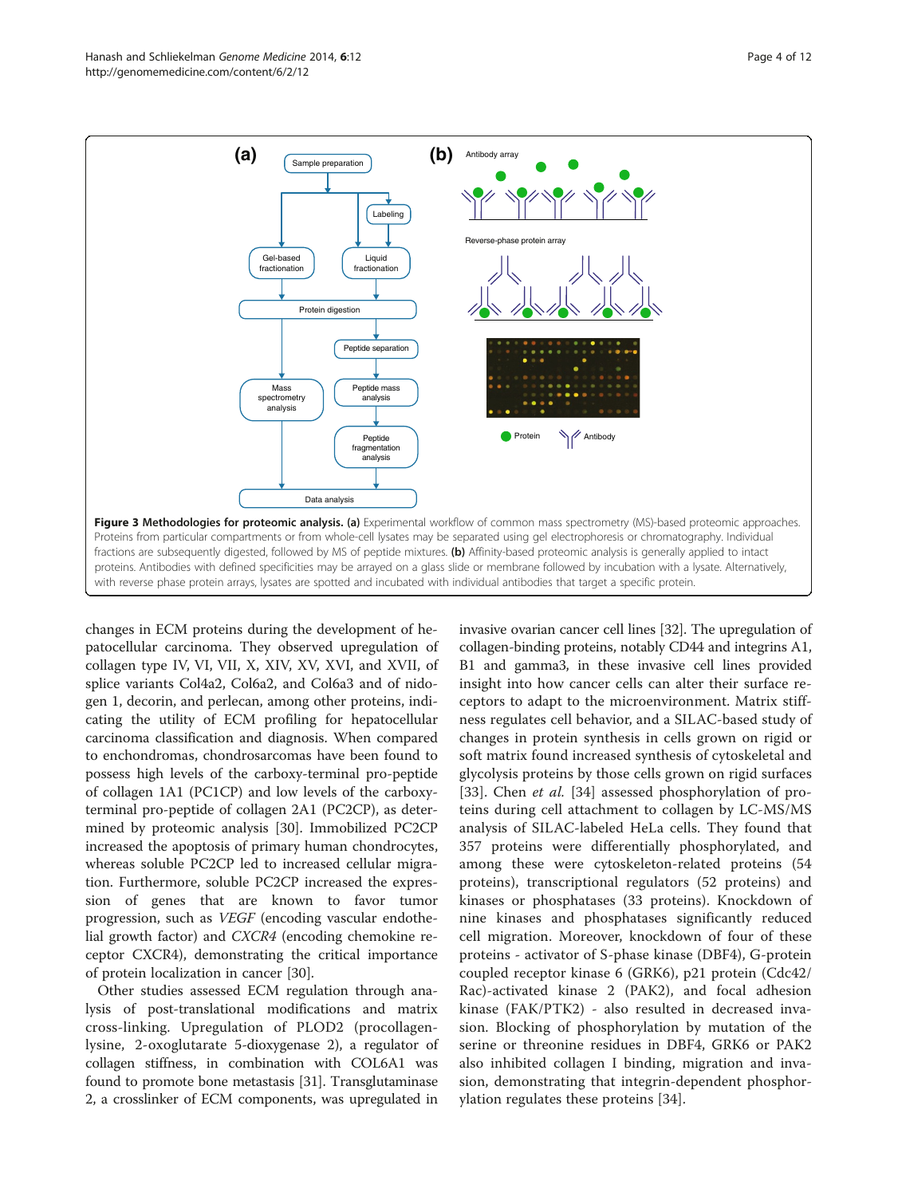**Figure 3 Methodologies for proteomic analysis. (a)** Experimental workflow of common mass spectrometry (MS)-based proteomic approaches. Proteins from particular compartments or from whole-cell lysates may be separated using gel electrophoresis or chromatography. Individual fractions are subsequently digested, followed by MS of peptide mixtures. **(b)** Affinity-based proteomic analysis is generally applied to intact proteins. Antibodies with defined specificities may be arrayed on a glass slide or membrane followed by incubation with a lysate. Alternatively, with reverse phase protein arrays, lysates are spotted and incubated with individual antibodies that target a specific protein.

changes in ECM proteins during the development of hepatocellular carcinoma. They observed upregulation of collagen type IV, VI, VII, X, XIV, XV, XVI, and XVII, of splice variants Col4a2, Col6a2, and Col6a3 and of nidogen 1, decorin, and perlecan, among other proteins, indicating the utility of ECM profiling for hepatocellular carcinoma classification and diagnosis. When compared to enchondromas, chondrosarcomas have been found to possess high levels of the carboxy-terminal pro-peptide of collagen 1A1 (PC1CP) and low levels of the carboxy-terminal pro-peptide of collagen 2A1 (PC2CP), as determined by proteomic analysis [30]. Immobilized PC2CP increased the apoptosis of primary human chondrocytes, whereas soluble PC2CP led to increased cellular migration. Furthermore, soluble PC2CP increased the expression of genes that are known to favor tumor progression, such as *VEGF* (encoding vascular endothelial growth factor) and *CXCR4* (encoding chemokine receptor CXCR4), demonstrating the critical importance of protein localization in cancer [30].

Other studies assessed ECM regulation through analysis of post-translational modifications and matrix cross-linking. Upregulation of PLOD2 (procollagen-lysine, 2-oxoglutarate 5-dioxygenase 2), a regulator of collagen stiffness, in combination with COL6A1 was found to promote bone metastasis [31]. Transglutaminase 2, a crosslinker of ECM components, was upregulated in invasive ovarian cancer cell lines [32]. The upregulation of collagen-binding proteins, notably CD44 and integrins A1, B1 and gamma3, in these invasive cell lines provided insight into how cancer cells can alter their surface receptors to adapt to the microenvironment. Matrix stiffness regulates cell behavior, and a SILAC-based study of changes in protein synthesis in cells grown on rigid or soft matrix found increased synthesis of cytoskeletal and glycolysis proteins by those cells grown on rigid surfaces [33]. Chen *et al.* [34] assessed phosphorylation of proteins during cell attachment to collagen by LC-MS/MS analysis of SILAC-labeled HeLa cells. They found that 357 proteins were differentially phosphorylated, and among these were cytoskeleton-related proteins (54 proteins), transcriptional regulators (52 proteins) and kinases or phosphatases (33 proteins). Knockdown of nine kinases and phosphatases significantly reduced cell migration. Moreover, knockdown of four of these proteins - activator of S-phase kinase (DBF4), G-protein coupled receptor kinase 6 (GRK6), p21 protein (Cdc42/Rac)-activated kinase 2 (PAK2), and focal adhesion kinase (FAK/PTK2) - also resulted in decreased invasion. Blocking of phosphorylation by mutation of the serine or threonine residues in DBF4, GRK6 or PAK2 also inhibited collagen I binding, migration and invasion, demonstrating that integrin-dependent phosphorylation regulates these proteins [34].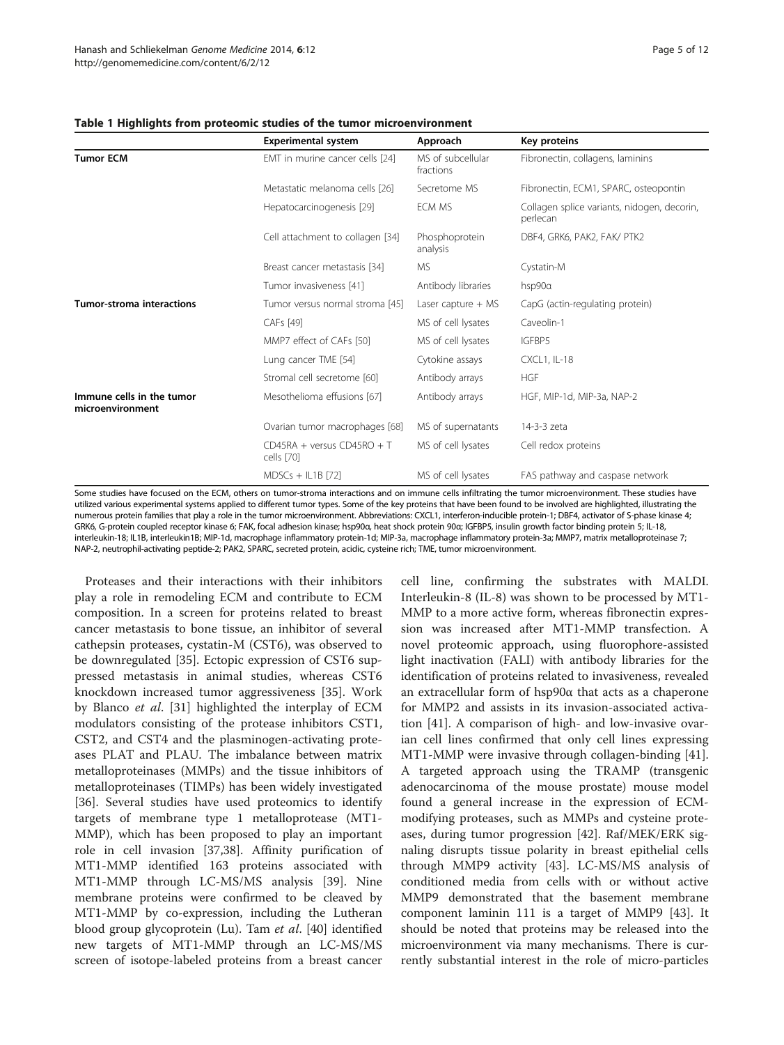**Table 1 Highlights from proteomic studies of the tumor microenvironment**

| | Experimental system | Approach | Key proteins |
|---|---|---|---|
| **Tumor ECM** | EMT in murine cancer cells [24] | MS of subcellular fractions | Fibronectin, collagens, laminins |
| | Metastatic melanoma cells [26] | Secretome MS | Fibronectin, ECM1, SPARC, osteopontin |
| | Hepatocarcinogenesis [29] | ECM MS | Collagen splice variants, nidogen, decorin, perlecan |
| | Cell attachment to collagen [34] | Phosphoprotein analysis | DBF4, GRK6, PAK2, FAK/ PTK2 |
| | Breast cancer metastasis [34] | MS | Cystatin-M |
| | Tumor invasiveness [41] | Antibody libraries | hsp90α |
| **Tumor-stroma interactions** | Tumor versus normal stroma [45] | Laser capture + MS | CapG (actin-regulating protein) |
| | CAFs [49] | MS of cell lysates | Caveolin-1 |
| | MMP7 effect of CAFs [50] | MS of cell lysates | IGFBP5 |
| | Lung cancer TME [54] | Cytokine assays | CXCL1, IL-18 |
| | Stromal cell secretome [60] | Antibody arrays | HGF |
| **Immune cells in the tumor microenvironment** | Mesothelioma effusions [67] | Antibody arrays | HGF, MIP-1d, MIP-3a, NAP-2 |
| | Ovarian tumor macrophages [68] | MS of supernatants | 14-3-3 zeta |
| | CD45RA + versus CD45RO + T cells [70] | MS of cell lysates | Cell redox proteins |
| | MDSCs + IL1B [72] | MS of cell lysates | FAS pathway and caspase network |

Some studies have focused on the ECM, others on tumor-stroma interactions and on immune cells infiltrating the tumor microenvironment. These studies have utilized various experimental systems applied to different tumor types. Some of the key proteins that have been found to be involved are highlighted, illustrating the numerous protein families that play a role in the tumor microenvironment. Abbreviations: CXCL1, interferon-inducible protein-1; DBF4, activator of S-phase kinase 4; GRK6, G-protein coupled receptor kinase 6; FAK, focal adhesion kinase; hsp90α, heat shock protein 90α; IGFBP5, insulin growth factor binding protein 5; IL-18, interleukin-18; IL1B, interleukin1B; MIP-1d, macrophage inflammatory protein-1d; MIP-3a, macrophage inflammatory protein-3a; MMP7, matrix metalloproteinase 7; NAP-2, neutrophil-activating peptide-2; PAK2, SPARC, secreted protein, acidic, cysteine rich; TME, tumor microenvironment.

Proteases and their interactions with their inhibitors play a role in remodeling ECM and contribute to ECM composition. In a screen for proteins related to breast cancer metastasis to bone tissue, an inhibitor of several cathepsin proteases, cystatin-M (CST6), was observed to be downregulated [35]. Ectopic expression of CST6 suppressed metastasis in animal studies, whereas CST6 knockdown increased tumor aggressiveness [35]. Work by Blanco *et al*. [31] highlighted the interplay of ECM modulators consisting of the protease inhibitors CST1, CST2, and CST4 and the plasminogen-activating proteases PLAT and PLAU. The imbalance between matrix metalloproteinases (MMPs) and the tissue inhibitors of metalloproteinases (TIMPs) has been widely investigated [36]. Several studies have used proteomics to identify targets of membrane type 1 metalloprotease (MT1-MMP), which has been proposed to play an important role in cell invasion [37,38]. Affinity purification of MT1-MMP identified 163 proteins associated with MT1-MMP through LC-MS/MS analysis [39]. Nine membrane proteins were confirmed to be cleaved by MT1-MMP by co-expression, including the Lutheran blood group glycoprotein (Lu). Tam *et al*. [40] identified new targets of MT1-MMP through an LC-MS/MS screen of isotope-labeled proteins from a breast cancer cell line, confirming the substrates with MALDI. Interleukin-8 (IL-8) was shown to be processed by MT1-MMP to a more active form, whereas fibronectin expression was increased after MT1-MMP transfection. A novel proteomic approach, using fluorophore-assisted light inactivation (FALI) with antibody libraries for the identification of proteins related to invasiveness, revealed an extracellular form of hsp90α that acts as a chaperone for MMP2 and assists in its invasion-associated activation [41]. A comparison of high- and low-invasive ovarian cell lines confirmed that only cell lines expressing MT1-MMP were invasive through collagen-binding [41]. A targeted approach using the TRAMP (transgenic adenocarcinoma of the mouse prostate) mouse model found a general increase in the expression of ECM-modifying proteases, such as MMPs and cysteine proteases, during tumor progression [42]. Raf/MEK/ERK signaling disrupts tissue polarity in breast epithelial cells through MMP9 activity [43]. LC-MS/MS analysis of conditioned media from cells with or without active MMP9 demonstrated that the basement membrane component laminin 111 is a target of MMP9 [43]. It should be noted that proteins may be released into the microenvironment via many mechanisms. There is currently substantial interest in the role of micro-particles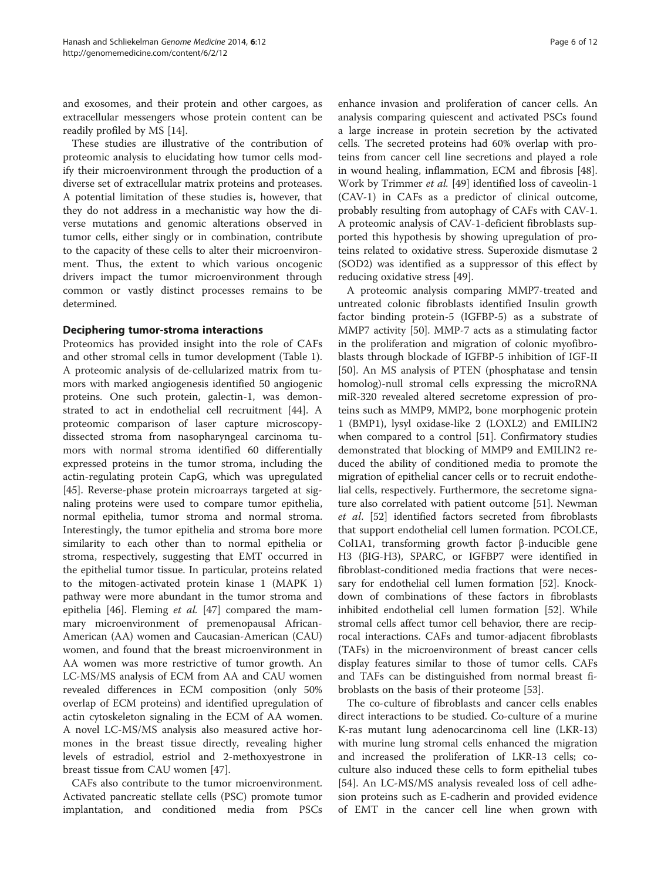and exosomes, and their protein and other cargoes, as extracellular messengers whose protein content can be readily profiled by MS [14].

These studies are illustrative of the contribution of proteomic analysis to elucidating how tumor cells modify their microenvironment through the production of a diverse set of extracellular matrix proteins and proteases. A potential limitation of these studies is, however, that they do not address in a mechanistic way how the diverse mutations and genomic alterations observed in tumor cells, either singly or in combination, contribute to the capacity of these cells to alter their microenvironment. Thus, the extent to which various oncogenic drivers impact the tumor microenvironment through common or vastly distinct processes remains to be determined.

## Deciphering tumor-stroma interactions

Proteomics has provided insight into the role of CAFs and other stromal cells in tumor development (Table 1). A proteomic analysis of de-cellularized matrix from tumors with marked angiogenesis identified 50 angiogenic proteins. One such protein, galectin-1, was demonstrated to act in endothelial cell recruitment [44]. A proteomic comparison of laser capture microscopy-dissected stroma from nasopharyngeal carcinoma tumors with normal stroma identified 60 differentially expressed proteins in the tumor stroma, including the actin-regulating protein CapG, which was upregulated [45]. Reverse-phase protein microarrays targeted at signaling proteins were used to compare tumor epithelia, normal epithelia, tumor stroma and normal stroma. Interestingly, the tumor epithelia and stroma bore more similarity to each other than to normal epithelia or stroma, respectively, suggesting that EMT occurred in the epithelial tumor tissue. In particular, proteins related to the mitogen-activated protein kinase 1 (MAPK 1) pathway were more abundant in the tumor stroma and epithelia [46]. Fleming *et al.* [47] compared the mammary microenvironment of premenopausal African-American (AA) women and Caucasian-American (CAU) women, and found that the breast microenvironment in AA women was more restrictive of tumor growth. An LC-MS/MS analysis of ECM from AA and CAU women revealed differences in ECM composition (only 50% overlap of ECM proteins) and identified upregulation of actin cytoskeleton signaling in the ECM of AA women. A novel LC-MS/MS analysis also measured active hormones in the breast tissue directly, revealing higher levels of estradiol, estriol and 2-methoxyestrone in breast tissue from CAU women [47].

CAFs also contribute to the tumor microenvironment. Activated pancreatic stellate cells (PSC) promote tumor implantation, and conditioned media from PSCs enhance invasion and proliferation of cancer cells. An analysis comparing quiescent and activated PSCs found a large increase in protein secretion by the activated cells. The secreted proteins had 60% overlap with proteins from cancer cell line secretions and played a role in wound healing, inflammation, ECM and fibrosis [48]. Work by Trimmer *et al.* [49] identified loss of caveolin-1 (CAV-1) in CAFs as a predictor of clinical outcome, probably resulting from autophagy of CAFs with CAV-1. A proteomic analysis of CAV-1-deficient fibroblasts supported this hypothesis by showing upregulation of proteins related to oxidative stress. Superoxide dismutase 2 (SOD2) was identified as a suppressor of this effect by reducing oxidative stress [49].

A proteomic analysis comparing MMP7-treated and untreated colonic fibroblasts identified Insulin growth factor binding protein-5 (IGFBP-5) as a substrate of MMP7 activity [50]. MMP-7 acts as a stimulating factor in the proliferation and migration of colonic myofibroblasts through blockade of IGFBP-5 inhibition of IGF-II [50]. An MS analysis of PTEN (phosphatase and tensin homolog)-null stromal cells expressing the microRNA miR-320 revealed altered secretome expression of proteins such as MMP9, MMP2, bone morphogenic protein 1 (BMP1), lysyl oxidase-like 2 (LOXL2) and EMILIN2 when compared to a control [51]. Confirmatory studies demonstrated that blocking of MMP9 and EMILIN2 reduced the ability of conditioned media to promote the migration of epithelial cancer cells or to recruit endothelial cells, respectively. Furthermore, the secretome signature also correlated with patient outcome [51]. Newman *et al.* [52] identified factors secreted from fibroblasts that support endothelial cell lumen formation. PCOLCE, Col1A1, transforming growth factor β-inducible gene H3 (βIG-H3), SPARC, or IGFBP7 were identified in fibroblast-conditioned media fractions that were necessary for endothelial cell lumen formation [52]. Knockdown of combinations of these factors in fibroblasts inhibited endothelial cell lumen formation [52]. While stromal cells affect tumor cell behavior, there are reciprocal interactions. CAFs and tumor-adjacent fibroblasts (TAFs) in the microenvironment of breast cancer cells display features similar to those of tumor cells. CAFs and TAFs can be distinguished from normal breast fibroblasts on the basis of their proteome [53].

The co-culture of fibroblasts and cancer cells enables direct interactions to be studied. Co-culture of a murine K-ras mutant lung adenocarcinoma cell line (LKR-13) with murine lung stromal cells enhanced the migration and increased the proliferation of LKR-13 cells; co-culture also induced these cells to form epithelial tubes [54]. An LC-MS/MS analysis revealed loss of cell adhesion proteins such as E-cadherin and provided evidence of EMT in the cancer cell line when grown with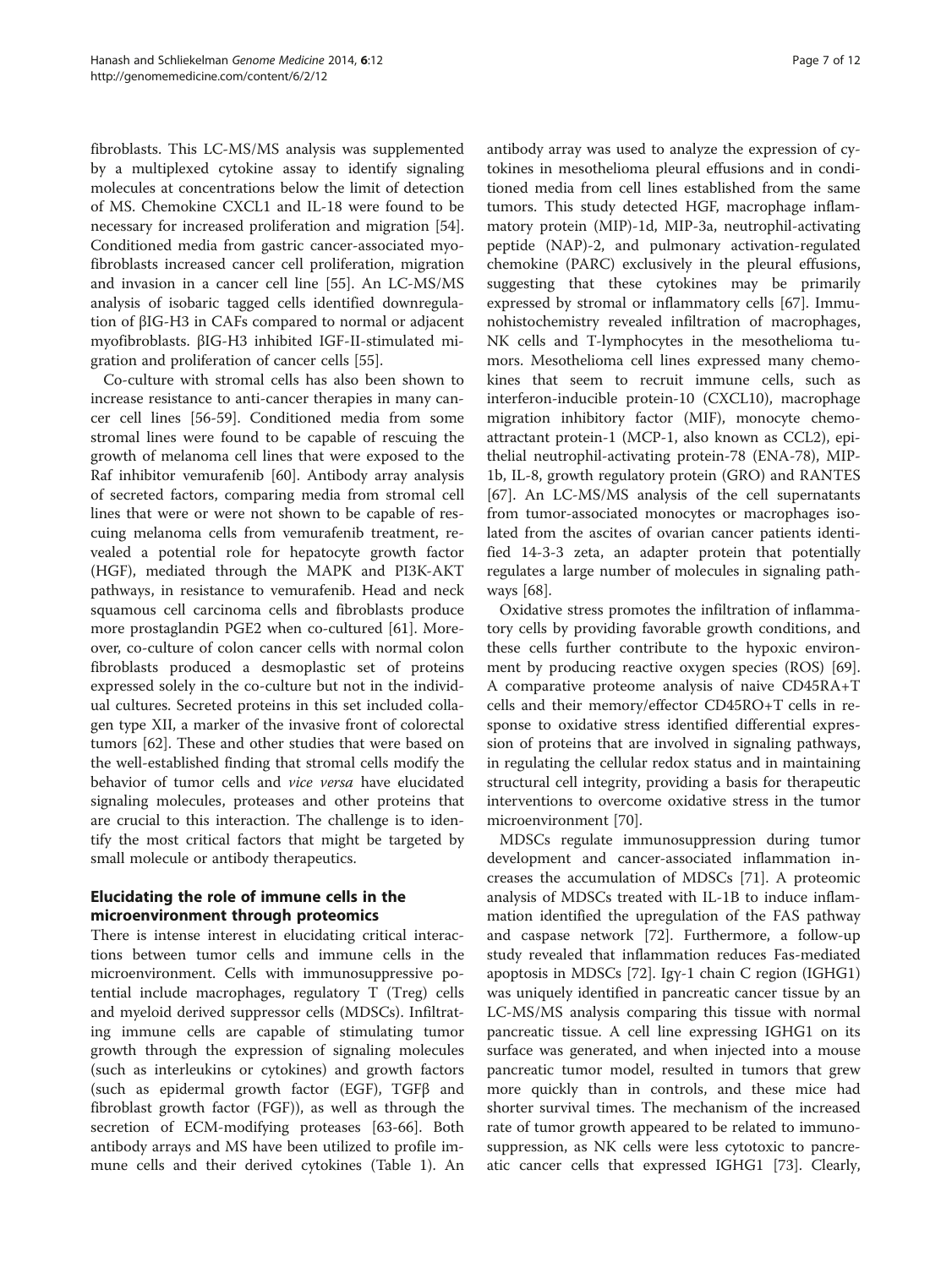fibroblasts. This LC-MS/MS analysis was supplemented by a multiplexed cytokine assay to identify signaling molecules at concentrations below the limit of detection of MS. Chemokine CXCL1 and IL-18 were found to be necessary for increased proliferation and migration [54]. Conditioned media from gastric cancer-associated myofibroblasts increased cancer cell proliferation, migration and invasion in a cancer cell line [55]. An LC-MS/MS analysis of isobaric tagged cells identified downregulation of βIG-H3 in CAFs compared to normal or adjacent myofibroblasts. βIG-H3 inhibited IGF-II-stimulated migration and proliferation of cancer cells [55].

Co-culture with stromal cells has also been shown to increase resistance to anti-cancer therapies in many cancer cell lines [56-59]. Conditioned media from some stromal lines were found to be capable of rescuing the growth of melanoma cell lines that were exposed to the Raf inhibitor vemurafenib [60]. Antibody array analysis of secreted factors, comparing media from stromal cell lines that were or were not shown to be capable of rescuing melanoma cells from vemurafenib treatment, revealed a potential role for hepatocyte growth factor (HGF), mediated through the MAPK and PI3K-AKT pathways, in resistance to vemurafenib. Head and neck squamous cell carcinoma cells and fibroblasts produce more prostaglandin PGE2 when co-cultured [61]. Moreover, co-culture of colon cancer cells with normal colon fibroblasts produced a desmoplastic set of proteins expressed solely in the co-culture but not in the individual cultures. Secreted proteins in this set included collagen type XII, a marker of the invasive front of colorectal tumors [62]. These and other studies that were based on the well-established finding that stromal cells modify the behavior of tumor cells and *vice versa* have elucidated signaling molecules, proteases and other proteins that are crucial to this interaction. The challenge is to identify the most critical factors that might be targeted by small molecule or antibody therapeutics.

## Elucidating the role of immune cells in the microenvironment through proteomics

There is intense interest in elucidating critical interactions between tumor cells and immune cells in the microenvironment. Cells with immunosuppressive potential include macrophages, regulatory T (Treg) cells and myeloid derived suppressor cells (MDSCs). Infiltrating immune cells are capable of stimulating tumor growth through the expression of signaling molecules (such as interleukins or cytokines) and growth factors (such as epidermal growth factor (EGF), TGFβ and fibroblast growth factor (FGF)), as well as through the secretion of ECM-modifying proteases [63-66]. Both antibody arrays and MS have been utilized to profile immune cells and their derived cytokines (Table 1). An antibody array was used to analyze the expression of cytokines in mesothelioma pleural effusions and in conditioned media from cell lines established from the same tumors. This study detected HGF, macrophage inflammatory protein (MIP)-1d, MIP-3a, neutrophil-activating peptide (NAP)-2, and pulmonary activation-regulated chemokine (PARC) exclusively in the pleural effusions, suggesting that these cytokines may be primarily expressed by stromal or inflammatory cells [67]. Immunohistochemistry revealed infiltration of macrophages, NK cells and T-lymphocytes in the mesothelioma tumors. Mesothelioma cell lines expressed many chemokines that seem to recruit immune cells, such as interferon-inducible protein-10 (CXCL10), macrophage migration inhibitory factor (MIF), monocyte chemoattractant protein-1 (MCP-1, also known as CCL2), epithelial neutrophil-activating protein-78 (ENA-78), MIP-1b, IL-8, growth regulatory protein (GRO) and RANTES [67]. An LC-MS/MS analysis of the cell supernatants from tumor-associated monocytes or macrophages isolated from the ascites of ovarian cancer patients identified 14-3-3 zeta, an adapter protein that potentially regulates a large number of molecules in signaling pathways [68].

Oxidative stress promotes the infiltration of inflammatory cells by providing favorable growth conditions, and these cells further contribute to the hypoxic environment by producing reactive oxygen species (ROS) [69]. A comparative proteome analysis of naive CD45RA+T cells and their memory/effector CD45RO+T cells in response to oxidative stress identified differential expression of proteins that are involved in signaling pathways, in regulating the cellular redox status and in maintaining structural cell integrity, providing a basis for therapeutic interventions to overcome oxidative stress in the tumor microenvironment [70].

MDSCs regulate immunosuppression during tumor development and cancer-associated inflammation increases the accumulation of MDSCs [71]. A proteomic analysis of MDSCs treated with IL-1B to induce inflammation identified the upregulation of the FAS pathway and caspase network [72]. Furthermore, a follow-up study revealed that inflammation reduces Fas-mediated apoptosis in MDSCs [72]. Igγ-1 chain C region (IGHG1) was uniquely identified in pancreatic cancer tissue by an LC-MS/MS analysis comparing this tissue with normal pancreatic tissue. A cell line expressing IGHG1 on its surface was generated, and when injected into a mouse pancreatic tumor model, resulted in tumors that grew more quickly than in controls, and these mice had shorter survival times. The mechanism of the increased rate of tumor growth appeared to be related to immunosuppression, as NK cells were less cytotoxic to pancreatic cancer cells that expressed IGHG1 [73]. Clearly,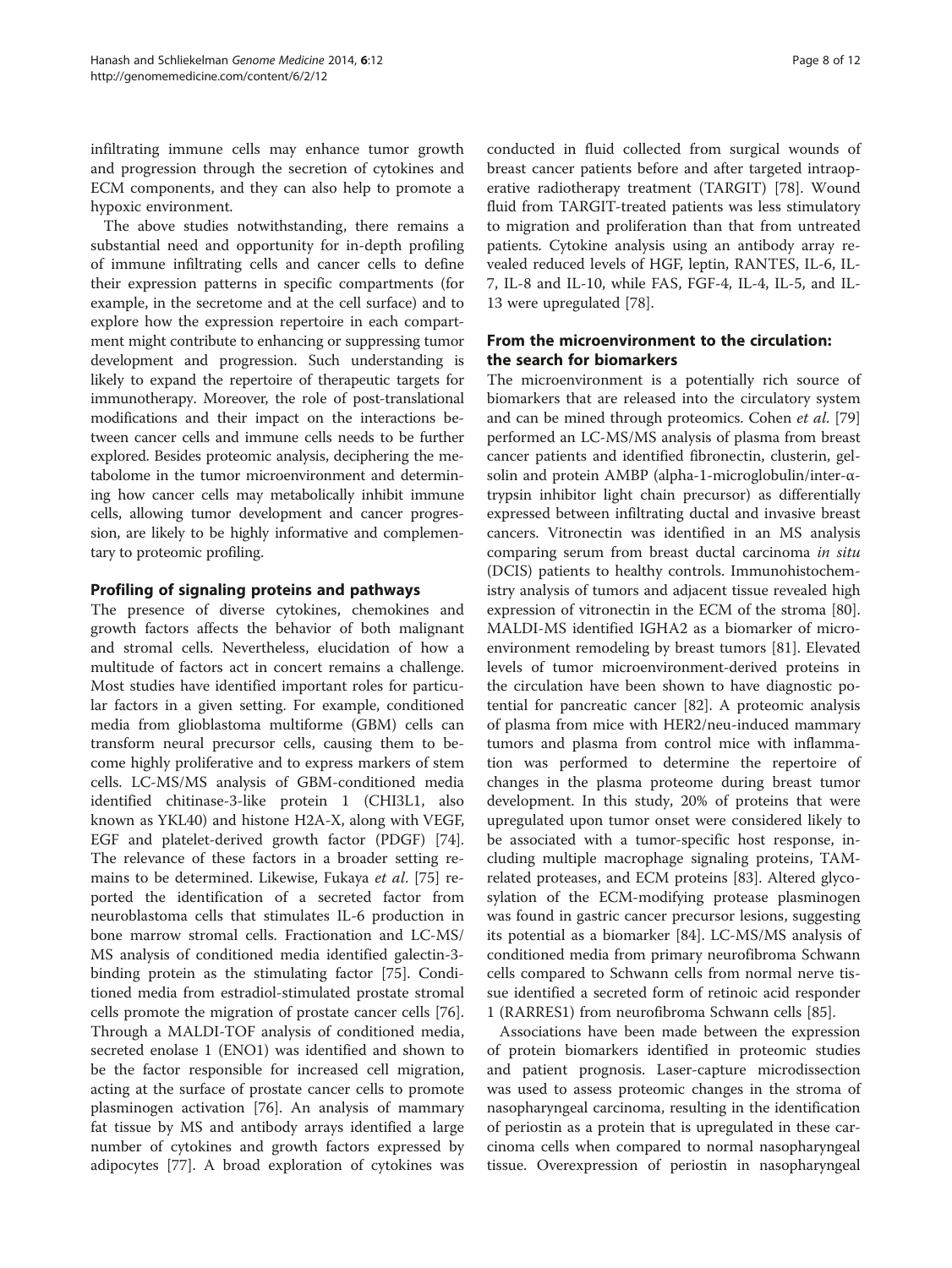infiltrating immune cells may enhance tumor growth and progression through the secretion of cytokines and ECM components, and they can also help to promote a hypoxic environment.

The above studies notwithstanding, there remains a substantial need and opportunity for in-depth profiling of immune infiltrating cells and cancer cells to define their expression patterns in specific compartments (for example, in the secretome and at the cell surface) and to explore how the expression repertoire in each compartment might contribute to enhancing or suppressing tumor development and progression. Such understanding is likely to expand the repertoire of therapeutic targets for immunotherapy. Moreover, the role of post-translational modifications and their impact on the interactions between cancer cells and immune cells needs to be further explored. Besides proteomic analysis, deciphering the metabolome in the tumor microenvironment and determining how cancer cells may metabolically inhibit immune cells, allowing tumor development and cancer progression, are likely to be highly informative and complementary to proteomic profiling.

## Profiling of signaling proteins and pathways

The presence of diverse cytokines, chemokines and growth factors affects the behavior of both malignant and stromal cells. Nevertheless, elucidation of how a multitude of factors act in concert remains a challenge. Most studies have identified important roles for particular factors in a given setting. For example, conditioned media from glioblastoma multiforme (GBM) cells can transform neural precursor cells, causing them to become highly proliferative and to express markers of stem cells. LC-MS/MS analysis of GBM-conditioned media identified chitinase-3-like protein 1 (CHI3L1, also known as YKL40) and histone H2A-X, along with VEGF, EGF and platelet-derived growth factor (PDGF) [74]. The relevance of these factors in a broader setting remains to be determined. Likewise, Fukaya *et al*. [75] reported the identification of a secreted factor from neuroblastoma cells that stimulates IL-6 production in bone marrow stromal cells. Fractionation and LC-MS/MS analysis of conditioned media identified galectin-3-binding protein as the stimulating factor [75]. Conditioned media from estradiol-stimulated prostate stromal cells promote the migration of prostate cancer cells [76]. Through a MALDI-TOF analysis of conditioned media, secreted enolase 1 (ENO1) was identified and shown to be the factor responsible for increased cell migration, acting at the surface of prostate cancer cells to promote plasminogen activation [76]. An analysis of mammary fat tissue by MS and antibody arrays identified a large number of cytokines and growth factors expressed by adipocytes [77]. A broad exploration of cytokines was conducted in fluid collected from surgical wounds of breast cancer patients before and after targeted intraoperative radiotherapy treatment (TARGIT) [78]. Wound fluid from TARGIT-treated patients was less stimulatory to migration and proliferation than that from untreated patients. Cytokine analysis using an antibody array revealed reduced levels of HGF, leptin, RANTES, IL-6, IL-7, IL-8 and IL-10, while FAS, FGF-4, IL-4, IL-5, and IL-13 were upregulated [78].

## From the microenvironment to the circulation: the search for biomarkers

The microenvironment is a potentially rich source of biomarkers that are released into the circulatory system and can be mined through proteomics. Cohen *et al*. [79] performed an LC-MS/MS analysis of plasma from breast cancer patients and identified fibronectin, clusterin, gelsolin and protein AMBP (alpha-1-microglobulin/inter-α-trypsin inhibitor light chain precursor) as differentially expressed between infiltrating ductal and invasive breast cancers. Vitronectin was identified in an MS analysis comparing serum from breast ductal carcinoma *in situ* (DCIS) patients to healthy controls. Immunohistochemistry analysis of tumors and adjacent tissue revealed high expression of vitronectin in the ECM of the stroma [80]. MALDI-MS identified IGHA2 as a biomarker of microenvironment remodeling by breast tumors [81]. Elevated levels of tumor microenvironment-derived proteins in the circulation have been shown to have diagnostic potential for pancreatic cancer [82]. A proteomic analysis of plasma from mice with HER2/neu-induced mammary tumors and plasma from control mice with inflammation was performed to determine the repertoire of changes in the plasma proteome during breast tumor development. In this study, 20% of proteins that were upregulated upon tumor onset were considered likely to be associated with a tumor-specific host response, including multiple macrophage signaling proteins, TAM-related proteases, and ECM proteins [83]. Altered glycosylation of the ECM-modifying protease plasminogen was found in gastric cancer precursor lesions, suggesting its potential as a biomarker [84]. LC-MS/MS analysis of conditioned media from primary neurofibroma Schwann cells compared to Schwann cells from normal nerve tissue identified a secreted form of retinoic acid responder 1 (RARRES1) from neurofibroma Schwann cells [85].

Associations have been made between the expression of protein biomarkers identified in proteomic studies and patient prognosis. Laser-capture microdissection was used to assess proteomic changes in the stroma of nasopharyngeal carcinoma, resulting in the identification of periostin as a protein that is upregulated in these carcinoma cells when compared to normal nasopharyngeal tissue. Overexpression of periostin in nasopharyngeal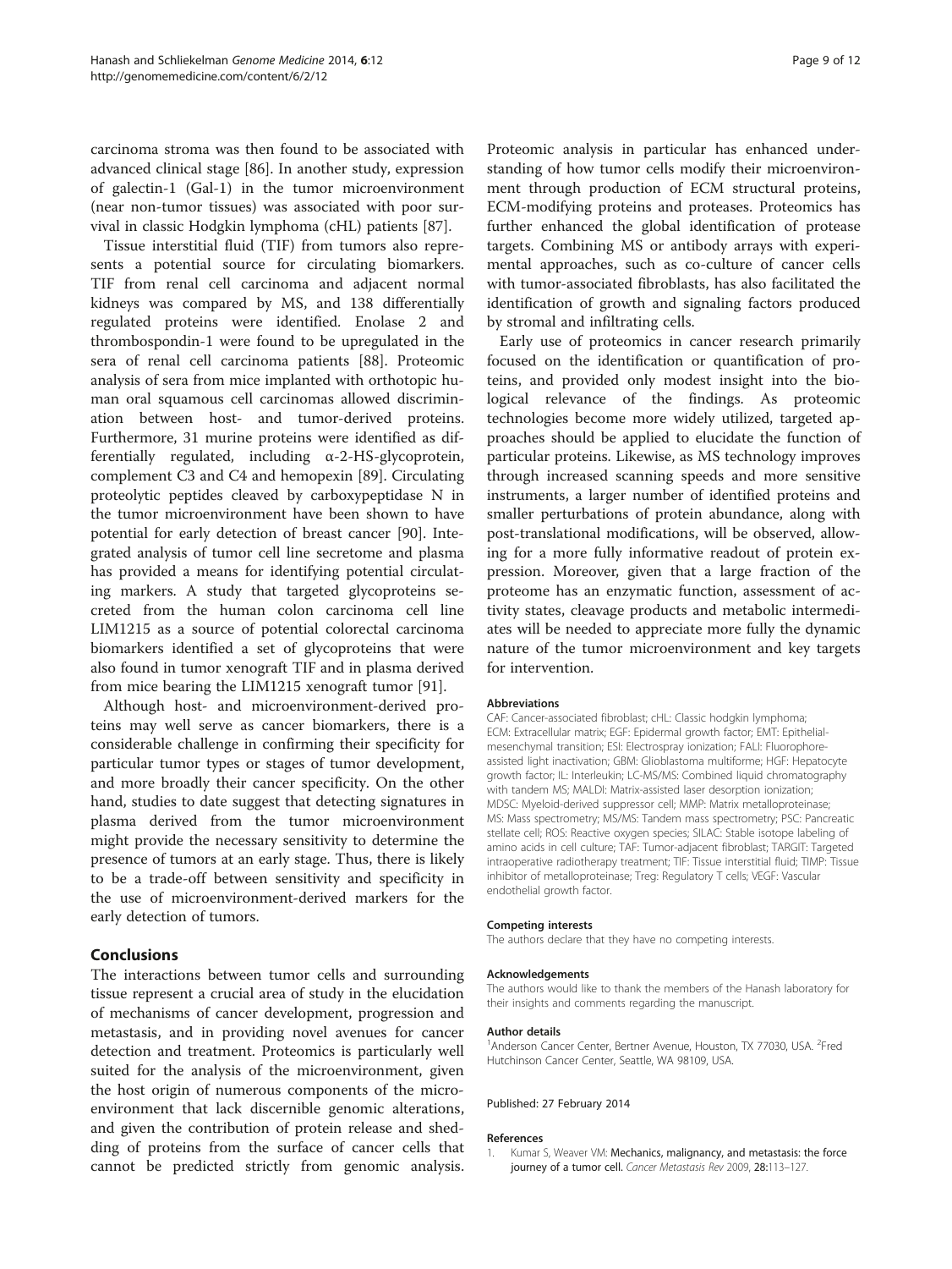carcinoma stroma was then found to be associated with advanced clinical stage [86]. In another study, expression of galectin-1 (Gal-1) in the tumor microenvironment (near non-tumor tissues) was associated with poor survival in classic Hodgkin lymphoma (cHL) patients [87].

Tissue interstitial fluid (TIF) from tumors also represents a potential source for circulating biomarkers. TIF from renal cell carcinoma and adjacent normal kidneys was compared by MS, and 138 differentially regulated proteins were identified. Enolase 2 and thrombospondin-1 were found to be upregulated in the sera of renal cell carcinoma patients [88]. Proteomic analysis of sera from mice implanted with orthotopic human oral squamous cell carcinomas allowed discrimination between host- and tumor-derived proteins. Furthermore, 31 murine proteins were identified as differentially regulated, including α-2-HS-glycoprotein, complement C3 and C4 and hemopexin [89]. Circulating proteolytic peptides cleaved by carboxypeptidase N in the tumor microenvironment have been shown to have potential for early detection of breast cancer [90]. Integrated analysis of tumor cell line secretome and plasma has provided a means for identifying potential circulating markers. A study that targeted glycoproteins secreted from the human colon carcinoma cell line LIM1215 as a source of potential colorectal carcinoma biomarkers identified a set of glycoproteins that were also found in tumor xenograft TIF and in plasma derived from mice bearing the LIM1215 xenograft tumor [91].

Although host- and microenvironment-derived proteins may well serve as cancer biomarkers, there is a considerable challenge in confirming their specificity for particular tumor types or stages of tumor development, and more broadly their cancer specificity. On the other hand, studies to date suggest that detecting signatures in plasma derived from the tumor microenvironment might provide the necessary sensitivity to determine the presence of tumors at an early stage. Thus, there is likely to be a trade-off between sensitivity and specificity in the use of microenvironment-derived markers for the early detection of tumors.

## Conclusions

The interactions between tumor cells and surrounding tissue represent a crucial area of study in the elucidation of mechanisms of cancer development, progression and metastasis, and in providing novel avenues for cancer detection and treatment. Proteomics is particularly well suited for the analysis of the microenvironment, given the host origin of numerous components of the microenvironment that lack discernible genomic alterations, and given the contribution of protein release and shedding of proteins from the surface of cancer cells that cannot be predicted strictly from genomic analysis. Proteomic analysis in particular has enhanced understanding of how tumor cells modify their microenvironment through production of ECM structural proteins, ECM-modifying proteins and proteases. Proteomics has further enhanced the global identification of protease targets. Combining MS or antibody arrays with experimental approaches, such as co-culture of cancer cells with tumor-associated fibroblasts, has also facilitated the identification of growth and signaling factors produced by stromal and infiltrating cells.

Early use of proteomics in cancer research primarily focused on the identification or quantification of proteins, and provided only modest insight into the biological relevance of the findings. As proteomic technologies become more widely utilized, targeted approaches should be applied to elucidate the function of particular proteins. Likewise, as MS technology improves through increased scanning speeds and more sensitive instruments, a larger number of identified proteins and smaller perturbations of protein abundance, along with post-translational modifications, will be observed, allowing for a more fully informative readout of protein expression. Moreover, given that a large fraction of the proteome has an enzymatic function, assessment of activity states, cleavage products and metabolic intermediates will be needed to appreciate more fully the dynamic nature of the tumor microenvironment and key targets for intervention.

#### Abbreviations

CAF: Cancer-associated fibroblast; cHL: Classic hodgkin lymphoma; ECM: Extracellular matrix; EGF: Epidermal growth factor; EMT: Epithelial-mesenchymal transition; ESI: Electrospray ionization; FALI: Fluorophore-assisted light inactivation; GBM: Glioblastoma multiforme; HGF: Hepatocyte growth factor; IL: Interleukin; LC-MS/MS: Combined liquid chromatography with tandem MS; MALDI: Matrix-assisted laser desorption ionization; MDSC: Myeloid-derived suppressor cell; MMP: Matrix metalloproteinase; MS: Mass spectrometry; MS/MS: Tandem mass spectrometry; PSC: Pancreatic stellate cell; ROS: Reactive oxygen species; SILAC: Stable isotope labeling of amino acids in cell culture; TAF: Tumor-adjacent fibroblast; TARGIT: Targeted intraoperative radiotherapy treatment; TIF: Tissue interstitial fluid; TIMP: Tissue inhibitor of metalloproteinase; Treg: Regulatory T cells; VEGF: Vascular endothelial growth factor.

#### Competing interests

The authors declare that they have no competing interests.

#### Acknowledgements

The authors would like to thank the members of the Hanash laboratory for their insights and comments regarding the manuscript.

#### Author details

[1]Anderson Cancer Center, Bertner Avenue, Houston, TX 77030, USA. [2]Fred Hutchinson Cancer Center, Seattle, WA 98109, USA.

Published: 27 February 2014

#### References

1. Kumar S, Weaver VM: **Mechanics, malignancy, and metastasis: the force journey of a tumor cell.** *Cancer Metastasis Rev* 2009, **28**:113–127.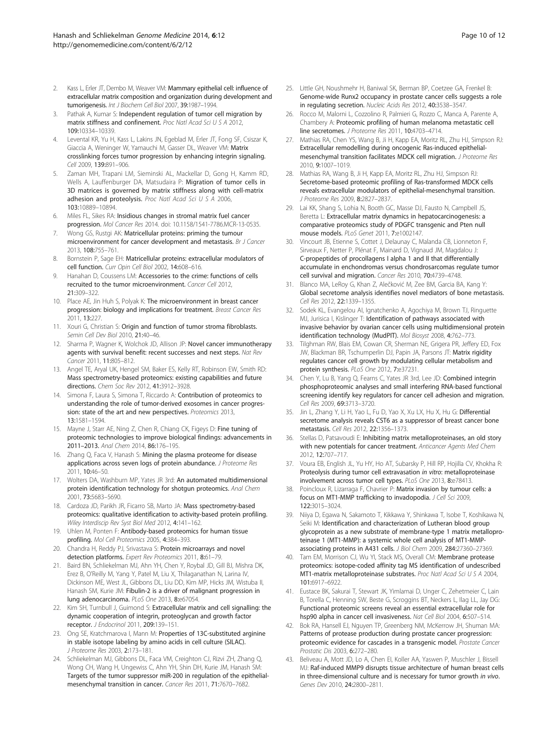2. Kass L, Erler JT, Dembo M, Weaver VM: Mammary epithelial cell: influence of extracellular matrix composition and organization during development and tumorigenesis. *Int J Biochem Cell Biol* 2007, **39**:1987–1994.
3. Pathak A, Kumar S: Independent regulation of tumor cell migration by matrix stiffness and confinement. *Proc Natl Acad Sci U S A* 2012, **109**:10334–10339.
4. Levental KR, Yu H, Kass L, Lakins JN, Egeblad M, Erler JT, Fong SF, Csiszar K, Giaccia A, Weninger W, Yamauchi M, Gasser DL, Weaver VM: Matrix crosslinking forces tumor progression by enhancing integrin signaling. *Cell* 2009, **139**:891–906.
5. Zaman MH, Trapani LM, Sieminski AL, Mackellar D, Gong H, Kamm RD, Wells A, Lauffenburger DA, Matsudaira P: Migration of tumor cells in 3D matrices is governed by matrix stiffness along with cell-matrix adhesion and proteolysis. *Proc Natl Acad Sci U S A* 2006, **103**:10889–10894.
6. Miles FL, Sikes RA: Insidious changes in stromal matrix fuel cancer progression. *Mol Cancer Res* 2014. doi: 10.1158/1541-7786.MCR-13-0535.
7. Wong GS, Rustgi AK: Matricellular proteins: priming the tumour microenvironment for cancer development and metastasis. *Br J Cancer* 2013, **108**:755–761.
8. Bornstein P, Sage EH: Matricellular proteins: extracellular modulators of cell function. *Curr Opin Cell Biol* 2002, **14**:608–616.
9. Hanahan D, Coussens LM: Accessories to the crime: functions of cells recruited to the tumor microenvironment. *Cancer Cell* 2012, **21**:309–322.
10. Place AE, Jin Huh S, Polyak K: The microenvironment in breast cancer progression: biology and implications for treatment. *Breast Cancer Res* 2011, **13**:227.
11. Xouri G, Christian S: Origin and function of tumor stroma fibroblasts. *Semin Cell Dev Biol* 2010, **21**:40–46.
12. Sharma P, Wagner K, Wolchok JD, Allison JP: Novel cancer immunotherapy agents with survival benefit: recent successes and next steps. *Nat Rev Cancer* 2011, **11**:805–812.
13. Angel TE, Aryal UK, Hengel SM, Baker ES, Kelly RT, Robinson EW, Smith RD: Mass spectrometry-based proteomics: existing capabilities and future directions. *Chem Soc Rev* 2012, **41**:3912–3928.
14. Simona F, Laura S, Simona T, Riccardo A: Contribution of proteomics to understanding the role of tumor-derived exosomes in cancer progression: state of the art and new perspectives. *Proteomics* 2013, **13**:1581–1594.
15. Mayne J, Starr AE, Ning Z, Chen R, Chiang CK, Figeys D: Fine tuning of proteomic technologies to improve biological findings: advancements in 2011–2013. *Anal Chem* 2014, **86**:176–195.
16. Zhang Q, Faca V, Hanash S: Mining the plasma proteome for disease applications across seven logs of protein abundance. *J Proteome Res* 2011, **10**:46–50.
17. Wolters DA, Washburn MP, Yates JR 3rd: An automated multidimensional protein identification technology for shotgun proteomics. *Anal Chem* 2001, **73**:5683–5690.
18. Cardoza JD, Parikh JR, Ficarro SB, Marto JA: Mass spectrometry-based proteomics: qualitative identification to activity-based protein profiling. *Wiley Interdiscip Rev Syst Biol Med* 2012, **4**:141–162.
19. Uhlen M, Ponten F: Antibody-based proteomics for human tissue profiling. *Mol Cell Proteomics* 2005, **4**:384–393.
20. Chandra H, Reddy PJ, Srivastava S: Protein microarrays and novel detection platforms. *Expert Rev Proteomics* 2011, **8**:61–79.
21. Baird BN, Schliekelman MJ, Ahn YH, Chen Y, Roybal JD, Gill BJ, Mishra DK, Erez B, O'Reilly M, Yang Y, Patel M, Liu X, Thilaganathan N, Larina IV, Dickinson ME, West JL, Gibbons DL, Liu DD, Kim MP, Hicks JM, Wistuba II, Hanash SM, Kurie JM: Fibulin-2 is a driver of malignant progression in lung adenocarcinoma. *PLoS One* 2013, **8**:e67054.
22. Kim SH, Turnbull J, Guimond S: Extracellular matrix and cell signalling: the dynamic cooperation of integrin, proteoglycan and growth factor receptor. *J Endocrinol* 2011, **209**:139–151.
23. Ong SE, Kratchmarova I, Mann M: Properties of 13C-substituted arginine in stable isotope labeling by amino acids in cell culture (SILAC). *J Proteome Res* 2003, **2**:173–181.
24. Schliekelman MJ, Gibbons DL, Faca VM, Creighton CJ, Rizvi ZH, Zhang Q, Wong CH, Wang H, Ungewiss C, Ahn YH, Shin DH, Kurie JM, Hanash SM: Targets of the tumor suppressor miR-200 in regulation of the epithelial-mesenchymal transition in cancer. *Cancer Res* 2011, **71**:7670–7682.
25. Little GH, Noushmehr H, Baniwal SK, Berman BP, Coetzee GA, Frenkel B: Genome-wide Runx2 occupancy in prostate cancer cells suggests a role in regulating secretion. *Nucleic Acids Res* 2012, **40**:3538–3547.
26. Rocco M, Malorni L, Cozzolino R, Palmieri G, Rozzo C, Manca A, Parente A, Chambery A: Proteomic profiling of human melanoma metastatic cell line secretomes. *J Proteome Res* 2011, **10**:4703–4714.
27. Mathias RA, Chen YS, Wang B, Ji H, Kapp EA, Moritz RL, Zhu HJ, Simpson RJ: Extracellular remodelling during oncogenic Ras-induced epithelial-mesenchymal transition facilitates MDCK cell migration. *J Proteome Res* 2010, **9**:1007–1019.
28. Mathias RA, Wang B, Ji H, Kapp EA, Moritz RL, Zhu HJ, Simpson RJ: Secretome-based proteomic profiling of Ras-transformed MDCK cells reveals extracellular modulators of epithelial-mesenchymal transition. *J Proteome Res* 2009, **8**:2827–2837.
29. Lai KK, Shang S, Lohia N, Booth GC, Masse DJ, Fausto N, Campbell JS, Beretta L: Extracellular matrix dynamics in hepatocarcinogenesis: a comparative proteomics study of PDGFC transgenic and Pten null mouse models. *PLoS Genet* 2011, **7**:e1002147.
30. Vincourt JB, Etienne S, Cottet J, Delaunay C, Malanda CB, Lionneton F, Sirveaux F, Netter P, Plénat F, Mainard D, Vignaud JM, Magdalou J: C-propeptides of procollagens I alpha 1 and II that differentially accumulate in enchondromas versus chondrosarcomas regulate tumor cell survival and migration. *Cancer Res* 2010, **70**:4739–4748.
31. Blanco MA, LeRoy G, Khan Z, Alečković M, Zee BM, Garcia BA, Kang Y: Global secretome analysis identifies novel mediators of bone metastasis. *Cell Res* 2012, **22**:1339–1355.
32. Sodek KL, Evangelou AI, Ignatchenko A, Agochiya M, Brown TJ, Ringuette MJ, Jurisica I, Kislinger T: Identification of pathways associated with invasive behavior by ovarian cancer cells using multidimensional protein identification technology (MudPIT). *Mol Biosyst* 2008, **4**:762–773.
33. Tilghman RW, Blais EM, Cowan CR, Sherman NE, Grigera PR, Jeffery ED, Fox JW, Blackman BR, Tschumperlin DJ, Papin JA, Parsons JT: Matrix rigidity regulates cancer cell growth by modulating cellular metabolism and protein synthesis. *PLoS One* 2012, **7**:e37231.
34. Chen Y, Lu B, Yang Q, Fearns C, Yates JR 3rd, Lee JD: Combined integrin phosphoproteomic analyses and small interfering RNA-based functional screening identify key regulators for cancer cell adhesion and migration. *Cell Res* 2009, **69**:3713–3720.
35. Jin L, Zhang Y, Li H, Yao L, Fu D, Yao X, Xu LX, Hu X, Hu G: Differential secretome analysis reveals CST6 as a suppressor of breast cancer bone metastasis. *Cell Res* 2012, **22**:1356–1373.
36. Stellas D, Patsavoudi E: Inhibiting matrix metalloproteinases, an old story with new potentials for cancer treatment. *Anticancer Agents Med Chem* 2012, **12**:707–717.
37. Voura EB, English JL, Yu HY, Ho AT, Subarsky P, Hill RP, Hojilla CV, Khokha R: Proteolysis during tumor cell extravasation *in vitro*: metalloproteinase involvement across tumor cell types. *PLoS One* 2013, **8**:e78413.
38. Poincloux R, Lizarraga F, Chavrier P: Matrix invasion by tumour cells: a focus on MT1-MMP trafficking to invadopodia. *J Cell Sci* 2009, **122**:3015–3024.
39. Niiya D, Egawa N, Sakamoto T, Kikkawa Y, Shinkawa T, Isobe T, Koshikawa N, Seiki M: Identification and characterization of Lutheran blood group glycoprotein as a new substrate of membrane-type 1 matrix metalloproteinase 1 (MT1-MMP): a systemic whole cell analysis of MT1-MMP-associating proteins in A431 cells. *J Biol Chem* 2009, **284**:27360–27369.
40. Tam EM, Morrison CJ, Wu YI, Stack MS, Overall CM: Membrane protease proteomics: isotope-coded affinity tag MS identification of undescribed MT1-matrix metalloproteinase substrates. *Proc Natl Acad Sci U S A* 2004, **101**:6917–6922.
41. Eustace BK, Sakurai T, Stewart JK, Yimlamai D, Unger C, Zehetmeier C, Lain B, Torella C, Henning SW, Beste G, Scroggins BT, Neckers L, Ilag LL, Jay DG: Functional proteomic screens reveal an essential extracellular role for hsp90 alpha in cancer cell invasiveness. *Nat Cell Biol* 2004, **6**:507–514.
42. Bok RA, Hansell EJ, Nguyen TP, Greenberg NM, McKerrow JH, Shuman MA: Patterns of protease production during prostate cancer progression: proteomic evidence for cascades in a transgenic model. *Prostate Cancer Prostatic Dis* 2003, **6**:272–280.
43. Beliveau A, Mott JD, Lo A, Chen EI, Koller AA, Yaswen P, Muschler J, Bissell MJ: Raf-induced MMP9 disrupts tissue architecture of human breast cells in three-dimensional culture and is necessary for tumor growth *in vivo*. *Genes Dev* 2010, **24**:2800–2811.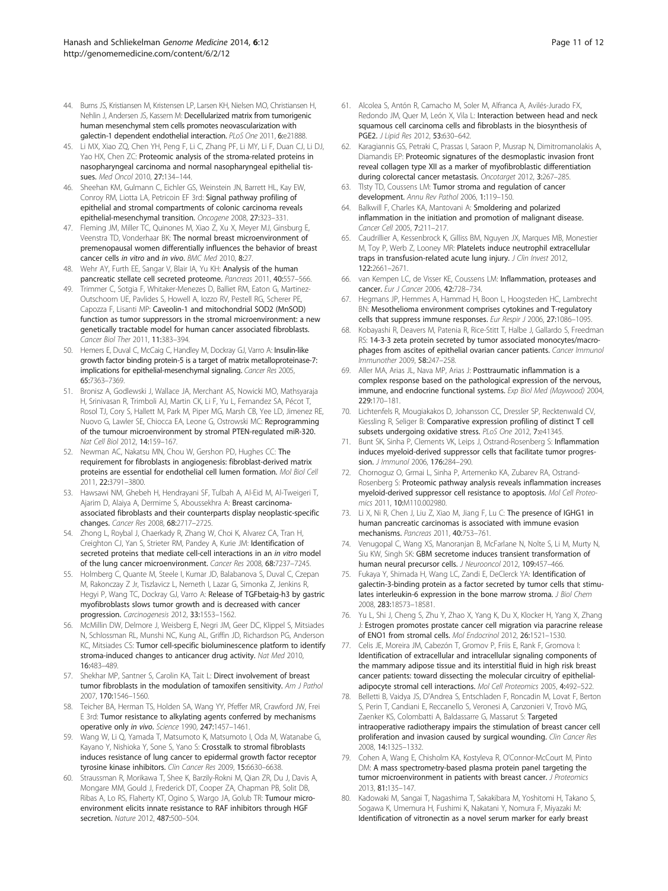44. Burns JS, Kristiansen M, Kristensen LP, Larsen KH, Nielsen MO, Christiansen H, Nehlin J, Andersen JS, Kassem M: **Decellularized matrix from tumorigenic human mesenchymal stem cells promotes neovascularization with galectin-1 dependent endothelial interaction.** *PLoS One* 2011, **6:**e21888.
45. Li MX, Xiao ZQ, Chen YH, Peng F, Li C, Zhang PF, Li MY, Li F, Duan CJ, Li DJ, Yao HX, Chen ZC: **Proteomic analysis of the stroma-related proteins in nasopharyngeal carcinoma and normal nasopharyngeal epithelial tissues.** *Med Oncol* 2010, **27:**134–144.
46. Sheehan KM, Gulmann C, Eichler GS, Weinstein JN, Barrett HL, Kay EW, Conroy RM, Liotta LA, Petricoin EF 3rd: **Signal pathway profiling of epithelial and stromal compartments of colonic carcinoma reveals epithelial-mesenchymal transition.** *Oncogene* 2008, **27:**323–331.
47. Fleming JM, Miller TC, Quinones M, Xiao Z, Xu X, Meyer MJ, Ginsburg E, Veenstra TD, Vonderhaar BK: **The normal breast microenvironment of premenopausal women differentially influences the behavior of breast cancer cells** ***in vitro*** **and** ***in vivo*****.** *BMC Med* 2010, **8:**27.
48. Wehr AY, Furth EE, Sangar V, Blair IA, Yu KH: **Analysis of the human pancreatic stellate cell secreted proteome.** *Pancreas* 2011, **40:**557–566.
49. Trimmer C, Sotgia F, Whitaker-Menezes D, Balliet RM, Eaton G, Martinez-Outschoorn UE, Pavlides S, Howell A, Iozzo RV, Pestell RG, Scherer PE, Capozza F, Lisanti MP: **Caveolin-1 and mitochondrial SOD2 (MnSOD) function as tumor suppressors in the stromal microenvironment: a new genetically tractable model for human cancer associated fibroblasts.** *Cancer Biol Ther* 2011, **11:**383–394.
50. Hemers E, Duval C, McCaig C, Handley M, Dockray GJ, Varro A: **Insulin-like growth factor binding protein-5 is a target of matrix metalloproteinase-7: implications for epithelial-mesenchymal signaling.** *Cancer Res* 2005, **65:**7363–7369.
51. Bronisz A, Godlewski J, Wallace JA, Merchant AS, Nowicki MO, Mathsyaraja H, Srinivasan R, Trimboli AJ, Martin CK, Li F, Yu L, Fernandez SA, Pécot T, Rosol TJ, Cory S, Hallett M, Park M, Piper MG, Marsh CB, Yee LD, Jimenez RE, Nuovo G, Lawler SE, Chiocca EA, Leone G, Ostrowski MC: **Reprogramming of the tumour microenvironment by stromal PTEN-regulated miR-320.** *Nat Cell Biol* 2012, **14:**159–167.
52. Newman AC, Nakatsu MN, Chou W, Gershon PD, Hughes CC: **The requirement for fibroblasts in angiogenesis: fibroblast-derived matrix proteins are essential for endothelial cell lumen formation.** *Mol Biol Cell* 2011, **22:**3791–3800.
53. Hawsawi NM, Ghebeh H, Hendrayani SF, Tulbah A, Al-Eid M, Al-Tweigeri T, Ajarim D, Alaiya A, Dermime S, Aboussekhra A: **Breast carcinoma-associated fibroblasts and their counterparts display neoplastic-specific changes.** *Cancer Res* 2008, **68:**2717–2725.
54. Zhong L, Roybal J, Chaerkady R, Zhang W, Choi K, Alvarez CA, Tran H, Creighton CJ, Yan S, Strieter RM, Pandey A, Kurie JM: **Identification of secreted proteins that mediate cell-cell interactions in an** ***in vitro*** **model of the lung cancer microenvironment.** *Cancer Res* 2008, **68:**7237–7245.
55. Holmberg C, Quante M, Steele I, Kumar JD, Balabanova S, Duval C, Czepan M, Rakonczay Z Jr, Tiszlavicz L, Nemeth I, Lazar G, Simonka Z, Jenkins R, Hegyi P, Wang TC, Dockray GJ, Varro A: **Release of TGFbetaig-h3 by gastric myofibroblasts slows tumor growth and is decreased with cancer progression.** *Carcinogenesis* 2012, **33:**1553–1562.
56. McMillin DW, Delmore J, Weisberg E, Negri JM, Geer DC, Klippel S, Mitsiades N, Schlossman RL, Munshi NC, Kung AL, Griffin JD, Richardson PG, Anderson KC, Mitsiades CS: **Tumor cell-specific bioluminescence platform to identify stroma-induced changes to anticancer drug activity.** *Nat Med* 2010, **16:**483–489.
57. Shekhar MP, Santner S, Carolin KA, Tait L: **Direct involvement of breast tumor fibroblasts in the modulation of tamoxifen sensitivity.** *Am J Pathol* 2007, **170:**1546–1560.
58. Teicher BA, Herman TS, Holden SA, Wang YY, Pfeffer MR, Crawford JW, Frei E 3rd: **Tumor resistance to alkylating agents conferred by mechanisms operative only** ***in vivo*****.** *Science* 1990, **247:**1457–1461.
59. Wang W, Li Q, Yamada T, Matsumoto K, Matsumoto I, Oda M, Watanabe G, Kayano Y, Nishioka Y, Sone S, Yano S: **Crosstalk to stromal fibroblasts induces resistance of lung cancer to epidermal growth factor receptor tyrosine kinase inhibitors.** *Clin Cancer Res* 2009, **15:**6630–6638.
60. Straussman R, Morikawa T, Shee K, Barzily-Rokni M, Qian ZR, Du J, Davis A, Mongare MM, Gould J, Frederick DT, Cooper ZA, Chapman PB, Solit DB, Ribas A, Lo RS, Flaherty KT, Ogino S, Wargo JA, Golub TR: **Tumour micro-environment elicits innate resistance to RAF inhibitors through HGF secretion.** *Nature* 2012, **487:**500–504.
61. Alcolea S, Antón R, Camacho M, Soler M, Alfranca A, Avilés-Jurado FX, Redondo JM, Quer M, León X, Vila L: **Interaction between head and neck squamous cell carcinoma cells and fibroblasts in the biosynthesis of PGE2.** *J Lipid Res* 2012, **53:**630–642.
62. Karagiannis GS, Petraki C, Prassas I, Saraon P, Musrap N, Dimitromanolakis A, Diamandis EP: **Proteomic signatures of the desmoplastic invasion front reveal collagen type XII as a marker of myofibroblastic differentiation during colorectal cancer metastasis.** *Oncotarget* 2012, **3:**267–285.
63. Tlsty TD, Coussens LM: **Tumor stroma and regulation of cancer development.** *Annu Rev Pathol* 2006, **1:**119–150.
64. Balkwill F, Charles KA, Mantovani A: **Smoldering and polarized inflammation in the initiation and promotion of malignant disease.** *Cancer Cell* 2005, **7:**211–217.
65. Caudrillier A, Kessenbrock K, Gilliss BM, Nguyen JX, Marques MB, Monestier M, Toy P, Werb Z, Looney MR: **Platelets induce neutrophil extracellular traps in transfusion-related acute lung injury.** *J Clin Invest* 2012, **122:**2661–2671.
66. van Kempen LC, de Visser KE, Coussens LM: **Inflammation, proteases and cancer.** *Eur J Cancer* 2006, **42:**728–734.
67. Hegmans JP, Hemmes A, Hammad H, Boon L, Hoogsteden HC, Lambrecht BN: **Mesothelioma environment comprises cytokines and T-regulatory cells that suppress immune responses.** *Eur Respir J* 2006, **27:**1086–1095.
68. Kobayashi R, Deavers M, Patenia R, Rice-Stitt T, Halbe J, Gallardo S, Freedman RS: **14-3-3 zeta protein secreted by tumor associated monocytes/macrophages from ascites of epithelial ovarian cancer patients.** *Cancer Immunol Immunother* 2009, **58:**247–258.
69. Aller MA, Arias JL, Nava MP, Arias J: **Posttraumatic inflammation is a complex response based on the pathological expression of the nervous, immune, and endocrine functional systems.** *Exp Biol Med (Maywood)* 2004, **229:**170–181.
70. Lichtenfels R, Mougiakakos D, Johansson CC, Dressler SP, Recktenwald CV, Kiessling R, Seliger B: **Comparative expression profiling of distinct T cell subsets undergoing oxidative stress.** *PLoS One* 2012, **7:**e41345.
71. Bunt SK, Sinha P, Clements VK, Leips J, Ostrand-Rosenberg S: **Inflammation induces myeloid-derived suppressor cells that facilitate tumor progression.** *J Immunol* 2006, **176:**284–290.
72. Chornoguz O, Grmai L, Sinha P, Artemenko KA, Zubarev RA, Ostrand-Rosenberg S: **Proteomic pathway analysis reveals inflammation increases myeloid-derived suppressor cell resistance to apoptosis.** *Mol Cell Proteomics* 2011, **10:**M110.002980.
73. Li X, Ni R, Chen J, Liu Z, Xiao M, Jiang F, Lu C: **The presence of IGHG1 in human pancreatic carcinomas is associated with immune evasion mechanisms.** *Pancreas* 2011, **40:**753–761.
74. Venugopal C, Wang XS, Manoranjan B, McFarlane N, Nolte S, Li M, Murty N, Siu KW, Singh SK: **GBM secretome induces transient transformation of human neural precursor cells.** *J Neurooncol* 2012, **109:**457–466.
75. Fukaya Y, Shimada H, Wang LC, Zandi E, DeClerck YA: **Identification of galectin-3-binding protein as a factor secreted by tumor cells that stimulates interleukin-6 expression in the bone marrow stroma.** *J Biol Chem* 2008, **283:**18573–18581.
76. Yu L, Shi J, Cheng S, Zhu Y, Zhao X, Yang K, Du X, Klocker H, Yang X, Zhang J: **Estrogen promotes prostate cancer cell migration via paracrine release of ENO1 from stromal cells.** *Mol Endocrinol* 2012, **26:**1521–1530.
77. Celis JE, Moreira JM, Cabezón T, Gromov P, Friis E, Rank F, Gromova I: **Identification of extracellular and intracellular signaling components of the mammary adipose tissue and its interstitial fluid in high risk breast cancer patients: toward dissecting the molecular circuitry of epithelial-adipocyte stromal cell interactions.** *Mol Cell Proteomics* 2005, **4:**492–522.
78. Belletti B, Vaidya JS, D'Andrea S, Entschladen F, Roncadin M, Lovat F, Berton S, Perin T, Candiani E, Reccanello S, Veronesi A, Canzonieri V, Trovò MG, Zaenker KS, Colombatti A, Baldassarre G, Massarut S: **Targeted intraoperative radiotherapy impairs the stimulation of breast cancer cell proliferation and invasion caused by surgical wounding.** *Clin Cancer Res* 2008, **14:**1325–1332.
79. Cohen A, Wang E, Chisholm KA, Kostyleva R, O'Connor-McCourt M, Pinto DM: **A mass spectrometry-based plasma protein panel targeting the tumor microenvironment in patients with breast cancer.** *J Proteomics* 2013, **81:**135–147.
80. Kadowaki M, Sangai T, Nagashima T, Sakakibara M, Yoshitomi H, Takano S, Sogawa K, Umemura H, Fushimi K, Nakatani Y, Nomura F, Miyazaki M: **Identification of vitronectin as a novel serum marker for early breast**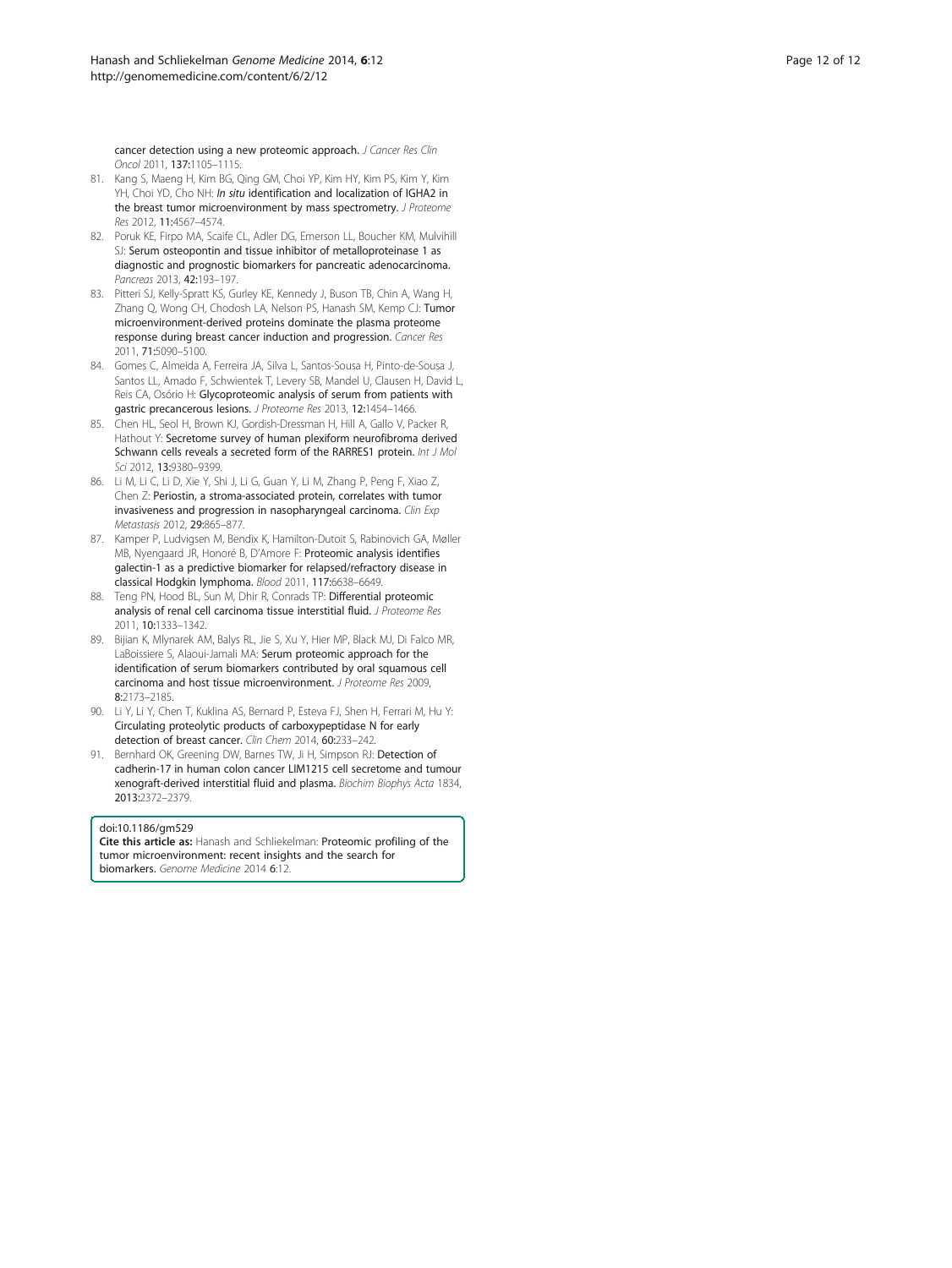cancer detection using a new proteomic approach. *J Cancer Res Clin Oncol* 2011, **137**:1105–1115.

81. Kang S, Maeng H, Kim BG, Qing GM, Choi YP, Kim HY, Kim PS, Kim Y, Kim YH, Choi YD, Cho NH: *In situ* identification and localization of IGHA2 in the breast tumor microenvironment by mass spectrometry. *J Proteome Res* 2012, **11**:4567–4574.
82. Poruk KE, Firpo MA, Scaife CL, Adler DG, Emerson LL, Boucher KM, Mulvihill SJ: Serum osteopontin and tissue inhibitor of metalloproteinase 1 as diagnostic and prognostic biomarkers for pancreatic adenocarcinoma. *Pancreas* 2013, **42**:193–197.
83. Pitteri SJ, Kelly-Spratt KS, Gurley KE, Kennedy J, Buson TB, Chin A, Wang H, Zhang Q, Wong CH, Chodosh LA, Nelson PS, Hanash SM, Kemp CJ: Tumor microenvironment-derived proteins dominate the plasma proteome response during breast cancer induction and progression. *Cancer Res* 2011, **71**:5090–5100.
84. Gomes C, Almeida A, Ferreira JA, Silva L, Santos-Sousa H, Pinto-de-Sousa J, Santos LL, Amado F, Schwientek T, Levery SB, Mandel U, Clausen H, David L, Reis CA, Osório H: Glycoproteomic analysis of serum from patients with gastric precancerous lesions. *J Proteome Res* 2013, **12**:1454–1466.
85. Chen HL, Seol H, Brown KJ, Gordish-Dressman H, Hill A, Gallo V, Packer R, Hathout Y: Secretome survey of human plexiform neurofibroma derived Schwann cells reveals a secreted form of the RARRES1 protein. *Int J Mol Sci* 2012, **13**:9380–9399.
86. Li M, Li C, Li D, Xie Y, Shi J, Li G, Guan Y, Li M, Zhang P, Peng F, Xiao Z, Chen Z: Periostin, a stroma-associated protein, correlates with tumor invasiveness and progression in nasopharyngeal carcinoma. *Clin Exp Metastasis* 2012, **29**:865–877.
87. Kamper P, Ludvigsen M, Bendix K, Hamilton-Dutoit S, Rabinovich GA, Møller MB, Nyengaard JR, Honoré B, D'Amore F: Proteomic analysis identifies galectin-1 as a predictive biomarker for relapsed/refractory disease in classical Hodgkin lymphoma. *Blood* 2011, **117**:6638–6649.
88. Teng PN, Hood BL, Sun M, Dhir R, Conrads TP: Differential proteomic analysis of renal cell carcinoma tissue interstitial fluid. *J Proteome Res* 2011, **10**:1333–1342.
89. Bijian K, Mlynarek AM, Balys RL, Jie S, Xu Y, Hier MP, Black MJ, Di Falco MR, LaBoissiere S, Alaoui-Jamali MA: Serum proteomic approach for the identification of serum biomarkers contributed by oral squamous cell carcinoma and host tissue microenvironment. *J Proteome Res* 2009, **8**:2173–2185.
90. Li Y, Li Y, Chen T, Kuklina AS, Bernard P, Esteva FJ, Shen H, Ferrari M, Hu Y: Circulating proteolytic products of carboxypeptidase N for early detection of breast cancer. *Clin Chem* 2014, **60**:233–242.
91. Bernhard OK, Greening DW, Barnes TW, Ji H, Simpson RJ: Detection of cadherin-17 in human colon cancer LIM1215 cell secretome and tumour xenograft-derived interstitial fluid and plasma. *Biochim Biophys Acta* 1834, **2013**:2372–2379.

doi:10.1186/gm529

**Cite this article as:** Hanash and Schliekelman: Proteomic profiling of the tumor microenvironment: recent insights and the search for biomarkers. *Genome Medicine* 2014 **6**:12.